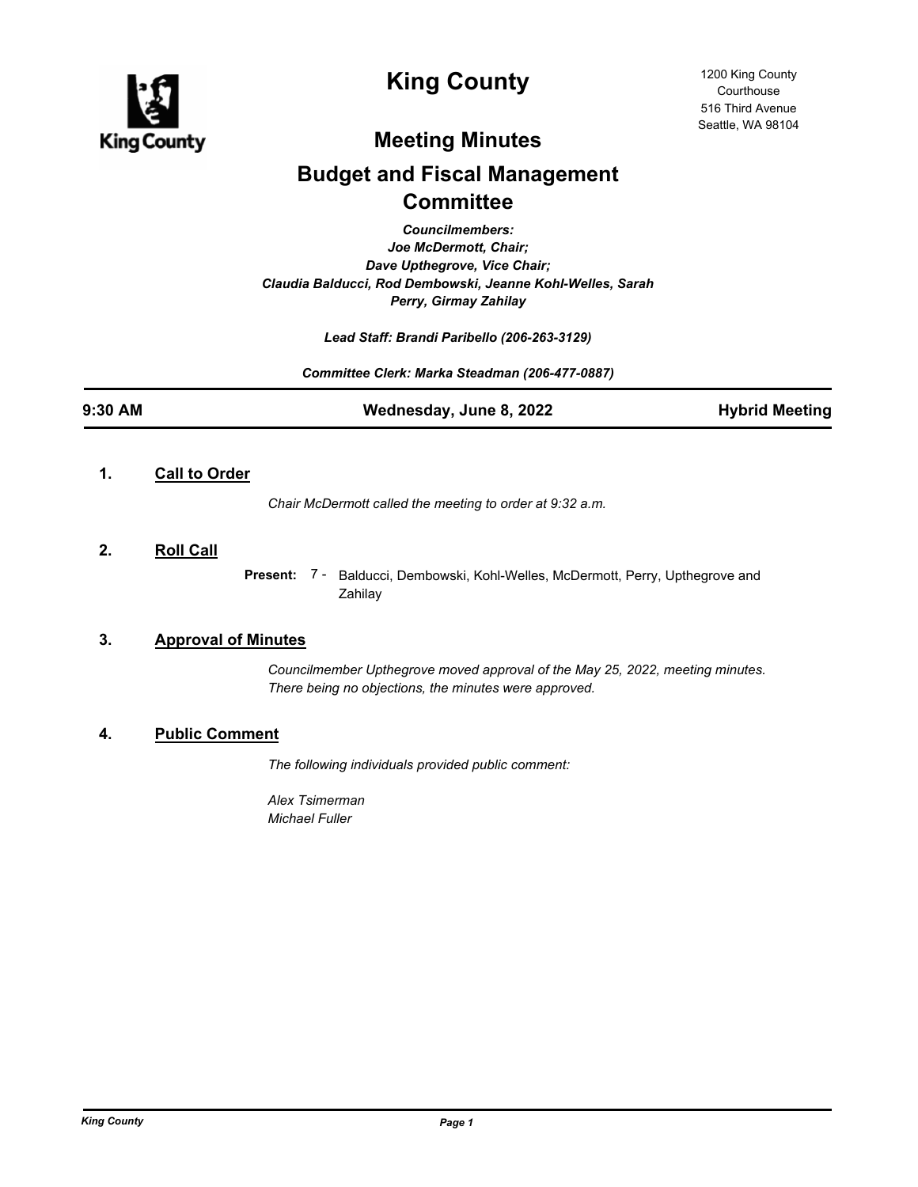# King County

1200 King County Courthouse
516 Third Avenue
Seattle, WA 98104

## Meeting Minutes

## Budget and Fiscal Management Committee

*Councilmembers:*
*Joe McDermott, Chair;*
*Dave Upthegrove, Vice Chair;*
*Claudia Balducci, Rod Dembowski, Jeanne Kohl-Welles, Sarah Perry, Girmay Zahilay*

*Lead Staff: Brandi Paribello (206-263-3129)*

*Committee Clerk: Marka Steadman (206-477-0887)*

**9:30 AM** | **Wednesday, June 8, 2022** | **Hybrid Meeting**

---

### 1. Call to Order

*Chair McDermott called the meeting to order at 9:32 a.m.*

### 2. Roll Call

**Present:** 7 - Balducci, Dembowski, Kohl-Welles, McDermott, Perry, Upthegrove and Zahilay

### 3. Approval of Minutes

*Councilmember Upthegrove moved approval of the May 25, 2022, meeting minutes. There being no objections, the minutes were approved.*

### 4. Public Comment

*The following individuals provided public comment:*

*Alex Tsimerman*
*Michael Fuller*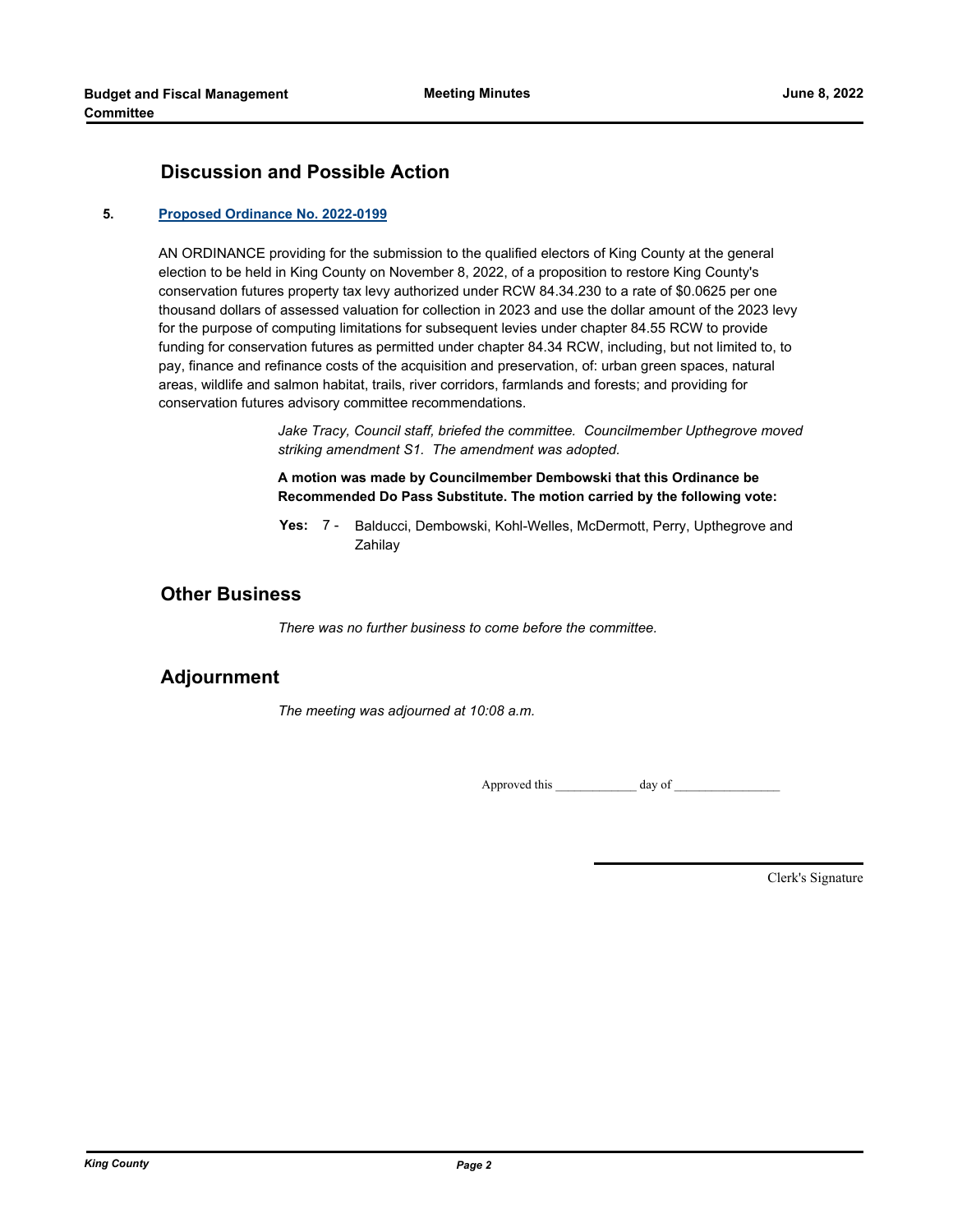## Discussion and Possible Action

**5. Proposed Ordinance No. 2022-0199**

AN ORDINANCE providing for the submission to the qualified electors of King County at the general election to be held in King County on November 8, 2022, of a proposition to restore King County's conservation futures property tax levy authorized under RCW 84.34.230 to a rate of $0.0625 per one thousand dollars of assessed valuation for collection in 2023 and use the dollar amount of the 2023 levy for the purpose of computing limitations for subsequent levies under chapter 84.55 RCW to provide funding for conservation futures as permitted under chapter 84.34 RCW, including, but not limited to, to pay, finance and refinance costs of the acquisition and preservation, of: urban green spaces, natural areas, wildlife and salmon habitat, trails, river corridors, farmlands and forests; and providing for conservation futures advisory committee recommendations.

*Jake Tracy, Council staff, briefed the committee. Councilmember Upthegrove moved striking amendment S1. The amendment was adopted.*

**A motion was made by Councilmember Dembowski that this Ordinance be Recommended Do Pass Substitute. The motion carried by the following vote:**

**Yes:** 7 - Balducci, Dembowski, Kohl-Welles, McDermott, Perry, Upthegrove and Zahilay

## Other Business

*There was no further business to come before the committee.*

## Adjournment

*The meeting was adjourned at 10:08 a.m.*

Approved this _____________ day of _________________

Clerk's Signature